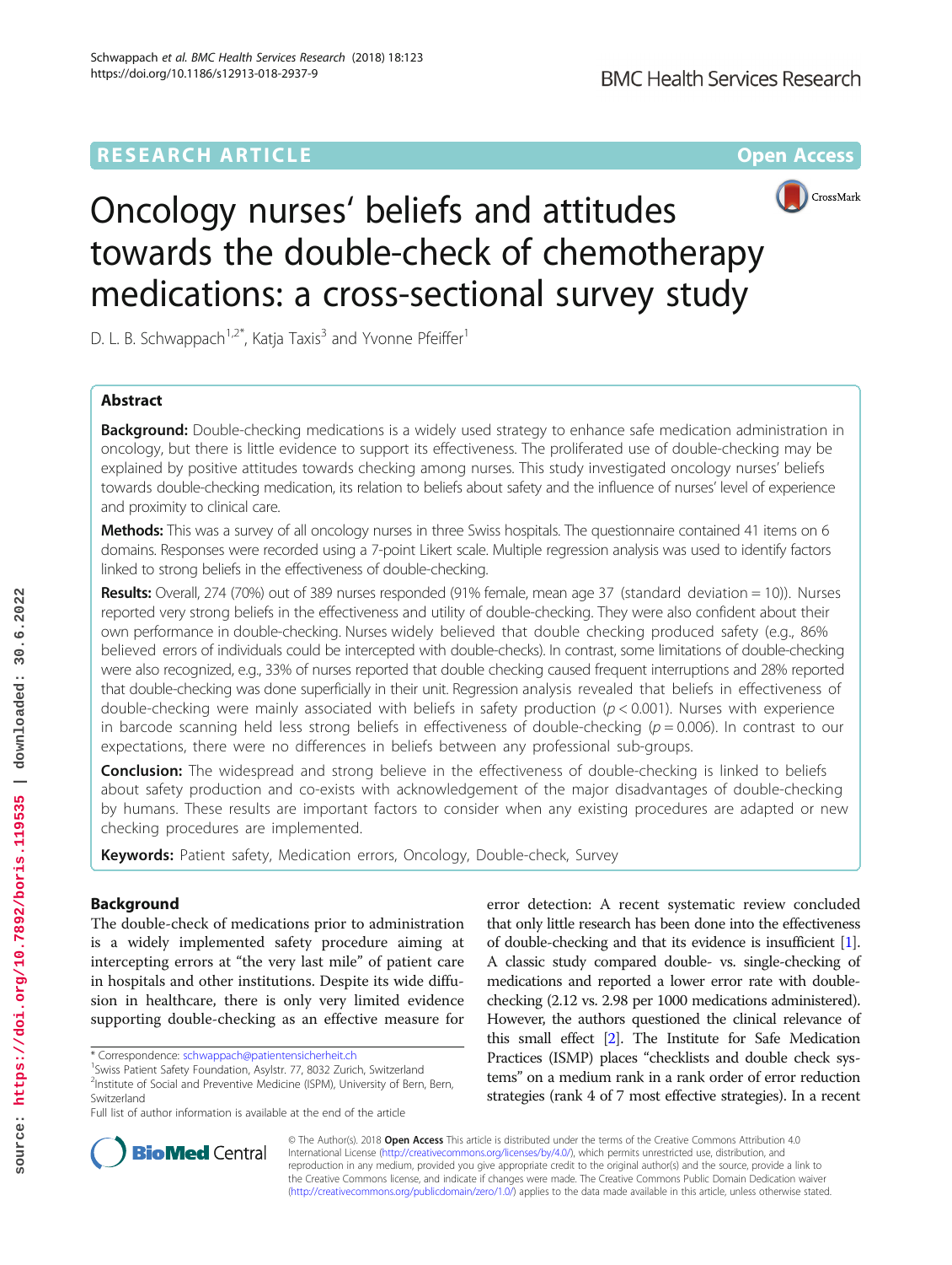RESEARCH ARTICLE

Open Access

# Oncology nurses' beliefs and attitudes towards the double-check of chemotherapy medications: a cross-sectional survey study

D. L. B. Schwappach[1,2*], Katja Taxis[3] and Yvonne Pfeiffer[1]

## Abstract

**Background:** Double-checking medications is a widely used strategy to enhance safe medication administration in oncology, but there is little evidence to support its effectiveness. The proliferated use of double-checking may be explained by positive attitudes towards checking among nurses. This study investigated oncology nurses' beliefs towards double-checking medication, its relation to beliefs about safety and the influence of nurses' level of experience and proximity to clinical care.

**Methods:** This was a survey of all oncology nurses in three Swiss hospitals. The questionnaire contained 41 items on 6 domains. Responses were recorded using a 7-point Likert scale. Multiple regression analysis was used to identify factors linked to strong beliefs in the effectiveness of double-checking.

**Results:** Overall, 274 (70%) out of 389 nurses responded (91% female, mean age 37 (standard deviation = 10)). Nurses reported very strong beliefs in the effectiveness and utility of double-checking. They were also confident about their own performance in double-checking. Nurses widely believed that double checking produced safety (e.g., 86% believed errors of individuals could be intercepted with double-checks). In contrast, some limitations of double-checking were also recognized, e.g., 33% of nurses reported that double checking caused frequent interruptions and 28% reported that double-checking was done superficially in their unit. Regression analysis revealed that beliefs in effectiveness of double-checking were mainly associated with beliefs in safety production ($p < 0.001$). Nurses with experience in barcode scanning held less strong beliefs in effectiveness of double-checking ($p = 0.006$). In contrast to our expectations, there were no differences in beliefs between any professional sub-groups.

**Conclusion:** The widespread and strong believe in the effectiveness of double-checking is linked to beliefs about safety production and co-exists with acknowledgement of the major disadvantages of double-checking by humans. These results are important factors to consider when any existing procedures are adapted or new checking procedures are implemented.

**Keywords:** Patient safety, Medication errors, Oncology, Double-check, Survey

## Background

The double-check of medications prior to administration is a widely implemented safety procedure aiming at intercepting errors at "the very last mile" of patient care in hospitals and other institutions. Despite its wide diffusion in healthcare, there is only very limited evidence supporting double-checking as an effective measure for error detection: A recent systematic review concluded that only little research has been done into the effectiveness of double-checking and that its evidence is insufficient [1]. A classic study compared double- vs. single-checking of medications and reported a lower error rate with double-checking (2.12 vs. 2.98 per 1000 medications administered). However, the authors questioned the clinical relevance of this small effect [2]. The Institute for Safe Medication Practices (ISMP) places "checklists and double check systems" on a medium rank in a rank order of error reduction strategies (rank 4 of 7 most effective strategies). In a recent

\* Correspondence: schwappach@patientensicherheit.ch
[1]Swiss Patient Safety Foundation, Asylstr. 77, 8032 Zurich, Switzerland
[2]Institute of Social and Preventive Medicine (ISPM), University of Bern, Bern, Switzerland
Full list of author information is available at the end of the article

© The Author(s). 2018 **Open Access** This article is distributed under the terms of the Creative Commons Attribution 4.0 International License (http://creativecommons.org/licenses/by/4.0/), which permits unrestricted use, distribution, and reproduction in any medium, provided you give appropriate credit to the original author(s) and the source, provide a link to the Creative Commons license, and indicate if changes were made. The Creative Commons Public Domain Dedication waiver (http://creativecommons.org/publicdomain/zero/1.0/) applies to the data made available in this article, unless otherwise stated.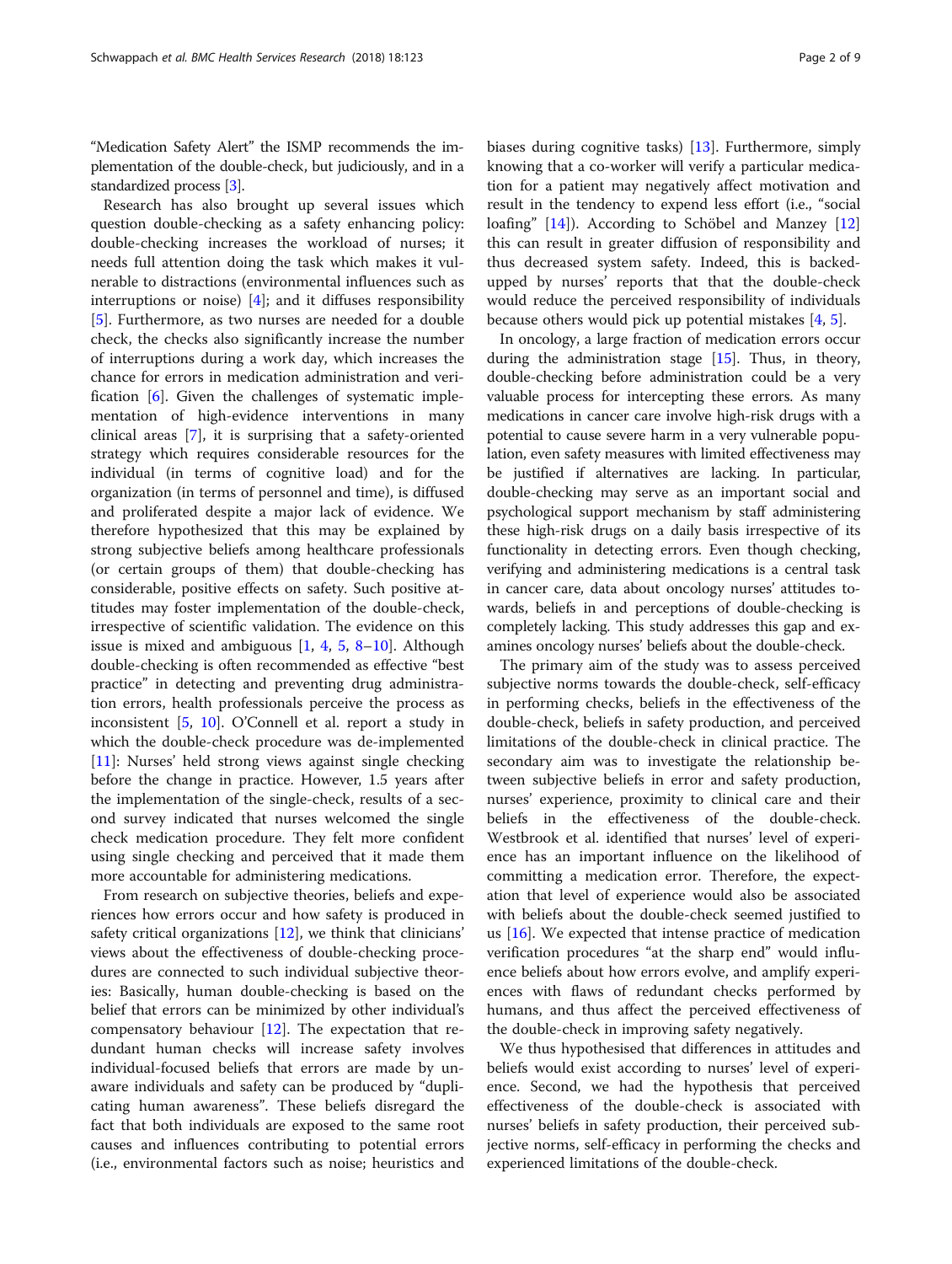"Medication Safety Alert" the ISMP recommends the implementation of the double-check, but judiciously, and in a standardized process [3].

Research has also brought up several issues which question double-checking as a safety enhancing policy: double-checking increases the workload of nurses; it needs full attention doing the task which makes it vulnerable to distractions (environmental influences such as interruptions or noise) [4]; and it diffuses responsibility [5]. Furthermore, as two nurses are needed for a double check, the checks also significantly increase the number of interruptions during a work day, which increases the chance for errors in medication administration and verification [6]. Given the challenges of systematic implementation of high-evidence interventions in many clinical areas [7], it is surprising that a safety-oriented strategy which requires considerable resources for the individual (in terms of cognitive load) and for the organization (in terms of personnel and time), is diffused and proliferated despite a major lack of evidence. We therefore hypothesized that this may be explained by strong subjective beliefs among healthcare professionals (or certain groups of them) that double-checking has considerable, positive effects on safety. Such positive attitudes may foster implementation of the double-check, irrespective of scientific validation. The evidence on this issue is mixed and ambiguous [1, 4, 5, 8–10]. Although double-checking is often recommended as effective "best practice" in detecting and preventing drug administration errors, health professionals perceive the process as inconsistent [5, 10]. O'Connell et al. report a study in which the double-check procedure was de-implemented [11]: Nurses' held strong views against single checking before the change in practice. However, 1.5 years after the implementation of the single-check, results of a second survey indicated that nurses welcomed the single check medication procedure. They felt more confident using single checking and perceived that it made them more accountable for administering medications.

From research on subjective theories, beliefs and experiences how errors occur and how safety is produced in safety critical organizations [12], we think that clinicians' views about the effectiveness of double-checking procedures are connected to such individual subjective theories: Basically, human double-checking is based on the belief that errors can be minimized by other individual's compensatory behaviour [12]. The expectation that redundant human checks will increase safety involves individual-focused beliefs that errors are made by unaware individuals and safety can be produced by "duplicating human awareness". These beliefs disregard the fact that both individuals are exposed to the same root causes and influences contributing to potential errors (i.e., environmental factors such as noise; heuristics and biases during cognitive tasks) [13]. Furthermore, simply knowing that a co-worker will verify a particular medication for a patient may negatively affect motivation and result in the tendency to expend less effort (i.e., "social loafing" [14]). According to Schöbel and Manzey [12] this can result in greater diffusion of responsibility and thus decreased system safety. Indeed, this is backed-upped by nurses' reports that that the double-check would reduce the perceived responsibility of individuals because others would pick up potential mistakes [4, 5].

In oncology, a large fraction of medication errors occur during the administration stage [15]. Thus, in theory, double-checking before administration could be a very valuable process for intercepting these errors. As many medications in cancer care involve high-risk drugs with a potential to cause severe harm in a very vulnerable population, even safety measures with limited effectiveness may be justified if alternatives are lacking. In particular, double-checking may serve as an important social and psychological support mechanism by staff administering these high-risk drugs on a daily basis irrespective of its functionality in detecting errors. Even though checking, verifying and administering medications is a central task in cancer care, data about oncology nurses' attitudes towards, beliefs in and perceptions of double-checking is completely lacking. This study addresses this gap and examines oncology nurses' beliefs about the double-check.

The primary aim of the study was to assess perceived subjective norms towards the double-check, self-efficacy in performing checks, beliefs in the effectiveness of the double-check, beliefs in safety production, and perceived limitations of the double-check in clinical practice. The secondary aim was to investigate the relationship between subjective beliefs in error and safety production, nurses' experience, proximity to clinical care and their beliefs in the effectiveness of the double-check. Westbrook et al. identified that nurses' level of experience has an important influence on the likelihood of committing a medication error. Therefore, the expectation that level of experience would also be associated with beliefs about the double-check seemed justified to us [16]. We expected that intense practice of medication verification procedures "at the sharp end" would influence beliefs about how errors evolve, and amplify experiences with flaws of redundant checks performed by humans, and thus affect the perceived effectiveness of the double-check in improving safety negatively.

We thus hypothesised that differences in attitudes and beliefs would exist according to nurses' level of experience. Second, we had the hypothesis that perceived effectiveness of the double-check is associated with nurses' beliefs in safety production, their perceived subjective norms, self-efficacy in performing the checks and experienced limitations of the double-check.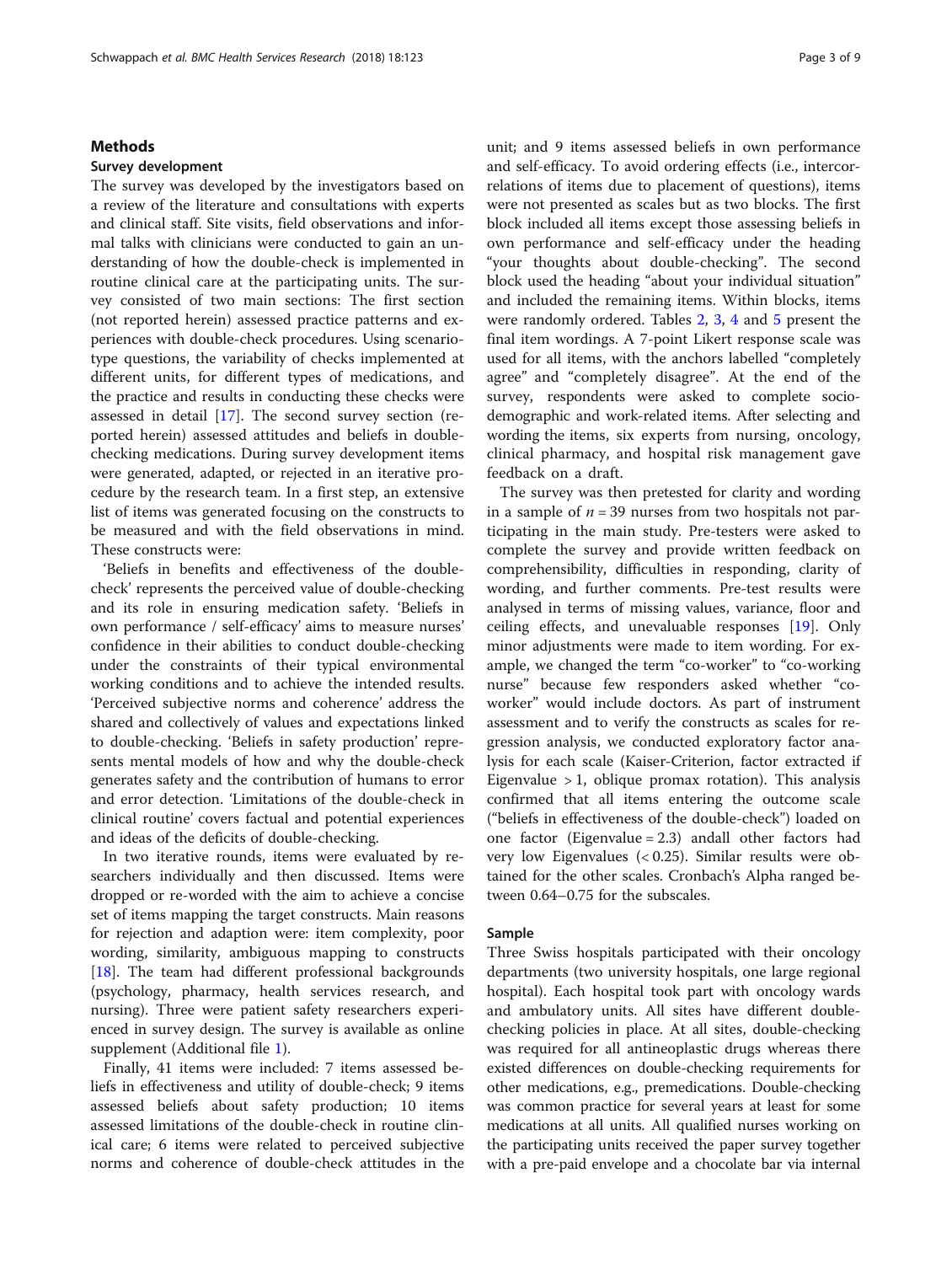## Methods

### Survey development

The survey was developed by the investigators based on a review of the literature and consultations with experts and clinical staff. Site visits, field observations and informal talks with clinicians were conducted to gain an understanding of how the double-check is implemented in routine clinical care at the participating units. The survey consisted of two main sections: The first section (not reported herein) assessed practice patterns and experiences with double-check procedures. Using scenario-type questions, the variability of checks implemented at different units, for different types of medications, and the practice and results in conducting these checks were assessed in detail [17]. The second survey section (reported herein) assessed attitudes and beliefs in double-checking medications. During survey development items were generated, adapted, or rejected in an iterative procedure by the research team. In a first step, an extensive list of items was generated focusing on the constructs to be measured and with the field observations in mind. These constructs were:

'Beliefs in benefits and effectiveness of the double-check' represents the perceived value of double-checking and its role in ensuring medication safety. 'Beliefs in own performance / self-efficacy' aims to measure nurses' confidence in their abilities to conduct double-checking under the constraints of their typical environmental working conditions and to achieve the intended results. 'Perceived subjective norms and coherence' address the shared and collectively of values and expectations linked to double-checking. 'Beliefs in safety production' represents mental models of how and why the double-check generates safety and the contribution of humans to error and error detection. 'Limitations of the double-check in clinical routine' covers factual and potential experiences and ideas of the deficits of double-checking.

In two iterative rounds, items were evaluated by researchers individually and then discussed. Items were dropped or re-worded with the aim to achieve a concise set of items mapping the target constructs. Main reasons for rejection and adaption were: item complexity, poor wording, similarity, ambiguous mapping to constructs [18]. The team had different professional backgrounds (psychology, pharmacy, health services research, and nursing). Three were patient safety researchers experienced in survey design. The survey is available as online supplement (Additional file 1).

Finally, 41 items were included: 7 items assessed beliefs in effectiveness and utility of double-check; 9 items assessed beliefs about safety production; 10 items assessed limitations of the double-check in routine clinical care; 6 items were related to perceived subjective norms and coherence of double-check attitudes in the unit; and 9 items assessed beliefs in own performance and self-efficacy. To avoid ordering effects (i.e., intercorrelations of items due to placement of questions), items were not presented as scales but as two blocks. The first block included all items except those assessing beliefs in own performance and self-efficacy under the heading "your thoughts about double-checking". The second block used the heading "about your individual situation" and included the remaining items. Within blocks, items were randomly ordered. Tables 2, 3, 4 and 5 present the final item wordings. A 7-point Likert response scale was used for all items, with the anchors labelled "completely agree" and "completely disagree". At the end of the survey, respondents were asked to complete socio-demographic and work-related items. After selecting and wording the items, six experts from nursing, oncology, clinical pharmacy, and hospital risk management gave feedback on a draft.

The survey was then pretested for clarity and wording in a sample of $n = 39$ nurses from two hospitals not participating in the main study. Pre-testers were asked to complete the survey and provide written feedback on comprehensibility, difficulties in responding, clarity of wording, and further comments. Pre-test results were analysed in terms of missing values, variance, floor and ceiling effects, and unevaluable responses [19]. Only minor adjustments were made to item wording. For example, we changed the term "co-worker" to "co-working nurse" because few responders asked whether "co-worker" would include doctors. As part of instrument assessment and to verify the constructs as scales for regression analysis, we conducted exploratory factor analysis for each scale (Kaiser-Criterion, factor extracted if Eigenvalue $> 1$, oblique promax rotation). This analysis confirmed that all items entering the outcome scale ("beliefs in effectiveness of the double-check") loaded on one factor (Eigenvalue = 2.3) andall other factors had very low Eigenvalues ($< 0.25$). Similar results were obtained for the other scales. Cronbach's Alpha ranged between 0.64–0.75 for the subscales.

### Sample

Three Swiss hospitals participated with their oncology departments (two university hospitals, one large regional hospital). Each hospital took part with oncology wards and ambulatory units. All sites have different double-checking policies in place. At all sites, double-checking was required for all antineoplastic drugs whereas there existed differences on double-checking requirements for other medications, e.g., premedications. Double-checking was common practice for several years at least for some medications at all units. All qualified nurses working on the participating units received the paper survey together with a pre-paid envelope and a chocolate bar via internal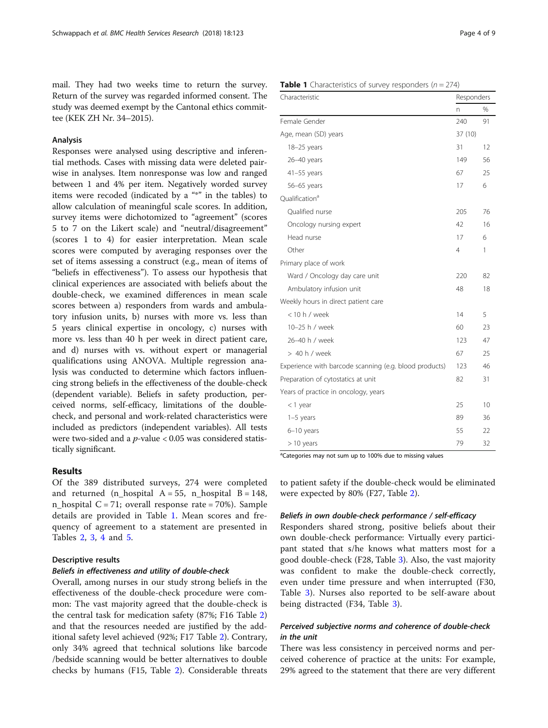mail. They had two weeks time to return the survey. Return of the survey was regarded informed consent. The study was deemed exempt by the Cantonal ethics committee (KEK ZH Nr. 34–2015).

### Analysis

Responses were analysed using descriptive and inferential methods. Cases with missing data were deleted pairwise in analyses. Item nonresponse was low and ranged between 1 and 4% per item. Negatively worded survey items were recoded (indicated by a "*" in the tables) to allow calculation of meaningful scale scores. In addition, survey items were dichotomized to "agreement" (scores 5 to 7 on the Likert scale) and "neutral/disagreement" (scores 1 to 4) for easier interpretation. Mean scale scores were computed by averaging responses over the set of items assessing a construct (e.g., mean of items of "beliefs in effectiveness"). To assess our hypothesis that clinical experiences are associated with beliefs about the double-check, we examined differences in mean scale scores between a) responders from wards and ambulatory infusion units, b) nurses with more vs. less than 5 years clinical expertise in oncology, c) nurses with more vs. less than 40 h per week in direct patient care, and d) nurses with vs. without expert or managerial qualifications using ANOVA. Multiple regression analysis was conducted to determine which factors influencing strong beliefs in the effectiveness of the double-check (dependent variable). Beliefs in safety production, perceived norms, self-efficacy, limitations of the double-check, and personal and work-related characteristics were included as predictors (independent variables). All tests were two-sided and a $p$-value < 0.05 was considered statistically significant.

## Results

Of the 389 distributed surveys, 274 were completed and returned ($n\_hospital\ A = 55$, $n\_hospital\ B = 148$, $n\_hospital\ C = 71$; overall response rate = 70%). Sample details are provided in Table 1. Mean scores and frequency of agreement to a statement are presented in Tables 2, 3, 4 and 5.

**Table 1** Characteristics of survey responders ($n = 274$)

| Characteristic | Responders | |
|---|---|---|
| | n | % |
| Female Gender | 240 | 91 |
| Age, mean (SD) years | 37 (10) | |
| 18–25 years | 31 | 12 |
| 26–40 years | 149 | 56 |
| 41–55 years | 67 | 25 |
| 56–65 years | 17 | 6 |
| Qualification[a] | | |
| Qualified nurse | 205 | 76 |
| Oncology nursing expert | 42 | 16 |
| Head nurse | 17 | 6 |
| Other | 4 | 1 |
| Primary place of work | | |
| Ward / Oncology day care unit | 220 | 82 |
| Ambulatory infusion unit | 48 | 18 |
| Weekly hours in direct patient care | | |
| < 10 h / week | 14 | 5 |
| 10–25 h / week | 60 | 23 |
| 26–40 h / week | 123 | 47 |
| > 40 h / week | 67 | 25 |
| Experience with barcode scanning (e.g. blood products) | 123 | 46 |
| Preparation of cytostatics at unit | 82 | 31 |
| Years of practice in oncology, years | | |
| < 1 year | 25 | 10 |
| 1–5 years | 89 | 36 |
| 6–10 years | 55 | 22 |
| > 10 years | 79 | 32 |

[a]Categories may not sum up to 100% due to missing values

### Descriptive results

#### *Beliefs in effectiveness and utility of double-check*

Overall, among nurses in our study strong beliefs in the effectiveness of the double-check procedure were common: The vast majority agreed that the double-check is the central task for medication safety (87%; F16 Table 2) and that the resources needed are justified by the additional safety level achieved (92%; F17 Table 2). Contrary, only 34% agreed that technical solutions like barcode /bedside scanning would be better alternatives to double checks by humans (F15, Table 2). Considerable threats to patient safety if the double-check would be eliminated were expected by 80% (F27, Table 2).

#### *Beliefs in own double-check performance / self-efficacy*

Responders shared strong, positive beliefs about their own double-check performance: Virtually every participant stated that s/he knows what matters most for a good double-check (F28, Table 3). Also, the vast majority was confident to make the double-check correctly, even under time pressure and when interrupted (F30, Table 3). Nurses also reported to be self-aware about being distracted (F34, Table 3).

#### *Perceived subjective norms and coherence of double-check in the unit*

There was less consistency in perceived norms and perceived coherence of practice at the units: For example, 29% agreed to the statement that there are very different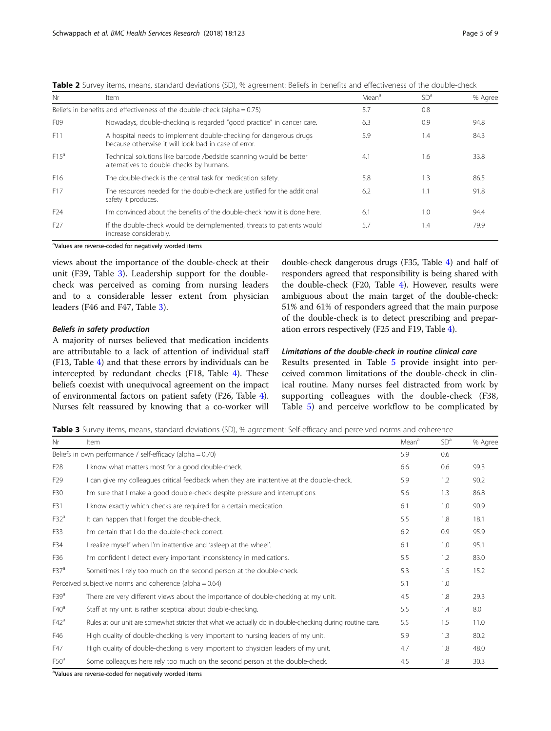**Table 2** Survey items, means, standard deviations (SD), % agreement: Beliefs in benefits and effectiveness of the double-check

| Nr | Item | Mean[a] | SD[a] | % Agree |
|---|---|---|---|---|
| Beliefs in benefits and effectiveness of the double-check (alpha = 0.75) | | 5.7 | 0.8 | |
| F09 | Nowadays, double-checking is regarded "good practice" in cancer care. | 6.3 | 0.9 | 94.8 |
| F11 | A hospital needs to implement double-checking for dangerous drugs because otherwise it will look bad in case of error. | 5.9 | 1.4 | 84.3 |
| F15[a] | Technical solutions like barcode /bedside scanning would be better alternatives to double checks by humans. | 4.1 | 1.6 | 33.8 |
| F16 | The double-check is the central task for medication safety. | 5.8 | 1.3 | 86.5 |
| F17 | The resources needed for the double-check are justified for the additional safety it produces. | 6.2 | 1.1 | 91.8 |
| F24 | I'm convinced about the benefits of the double-check how it is done here. | 6.1 | 1.0 | 94.4 |
| F27 | If the double-check would be deimplemented, threats to patients would increase considerably. | 5.7 | 1.4 | 79.9 |

[a]Values are reverse-coded for negatively worded items

views about the importance of the double-check at their unit (F39, Table 3). Leadership support for the double-check was perceived as coming from nursing leaders and to a considerable lesser extent from physician leaders (F46 and F47, Table 3).

#### *Beliefs in safety production*

A majority of nurses believed that medication incidents are attributable to a lack of attention of individual staff (F13, Table 4) and that these errors by individuals can be intercepted by redundant checks (F18, Table 4). These beliefs coexist with unequivocal agreement on the impact of environmental factors on patient safety (F26, Table 4). Nurses felt reassured by knowing that a co-worker will double-check dangerous drugs (F35, Table 4) and half of responders agreed that responsibility is being shared with the double-check (F20, Table 4). However, results were ambiguous about the main target of the double-check: 51% and 61% of responders agreed that the main purpose of the double-check is to detect prescribing and preparation errors respectively (F25 and F19, Table 4).

#### *Limitations of the double-check in routine clinical care*

Results presented in Table 5 provide insight into perceived common limitations of the double-check in clinical routine. Many nurses feel distracted from work by supporting colleagues with the double-check (F38, Table 5) and perceive workflow to be complicated by

**Table 3** Survey items, means, standard deviations (SD), % agreement: Self-efficacy and perceived norms and coherence

| Nr | Item | Mean[a] | SD[a] | % Agree |
|---|---|---|---|---|
| Beliefs in own performance / self-efficacy (alpha = 0.70) | | 5.9 | 0.6 | |
| F28 | I know what matters most for a good double-check. | 6.6 | 0.6 | 99.3 |
| F29 | I can give my colleagues critical feedback when they are inattentive at the double-check. | 5.9 | 1.2 | 90.2 |
| F30 | I'm sure that I make a good double-check despite pressure and interruptions. | 5.6 | 1.3 | 86.8 |
| F31 | I know exactly which checks are required for a certain medication. | 6.1 | 1.0 | 90.9 |
| F32[a] | It can happen that I forget the double-check. | 5.5 | 1.8 | 18.1 |
| F33 | I'm certain that I do the double-check correct. | 6.2 | 0.9 | 95.9 |
| F34 | I realize myself when I'm inattentive and 'asleep at the wheel'. | 6.1 | 1.0 | 95.1 |
| F36 | I'm confident I detect every important inconsistency in medications. | 5.5 | 1.2 | 83.0 |
| F37[a] | Sometimes I rely too much on the second person at the double-check. | 5.3 | 1.5 | 15.2 |
| Perceived subjective norms and coherence (alpha = 0.64) | | 5.1 | 1.0 | |
| F39[a] | There are very different views about the importance of double-checking at my unit. | 4.5 | 1.8 | 29.3 |
| F40[a] | Staff at my unit is rather sceptical about double-checking. | 5.5 | 1.4 | 8.0 |
| F42[a] | Rules at our unit are somewhat stricter that what we actually do in double-checking during routine care. | 5.5 | 1.5 | 11.0 |
| F46 | High quality of double-checking is very important to nursing leaders of my unit. | 5.9 | 1.3 | 80.2 |
| F47 | High quality of double-checking is very important to physician leaders of my unit. | 4.7 | 1.8 | 48.0 |
| F50[a] | Some colleagues here rely too much on the second person at the double-check. | 4.5 | 1.8 | 30.3 |

[a]Values are reverse-coded for negatively worded items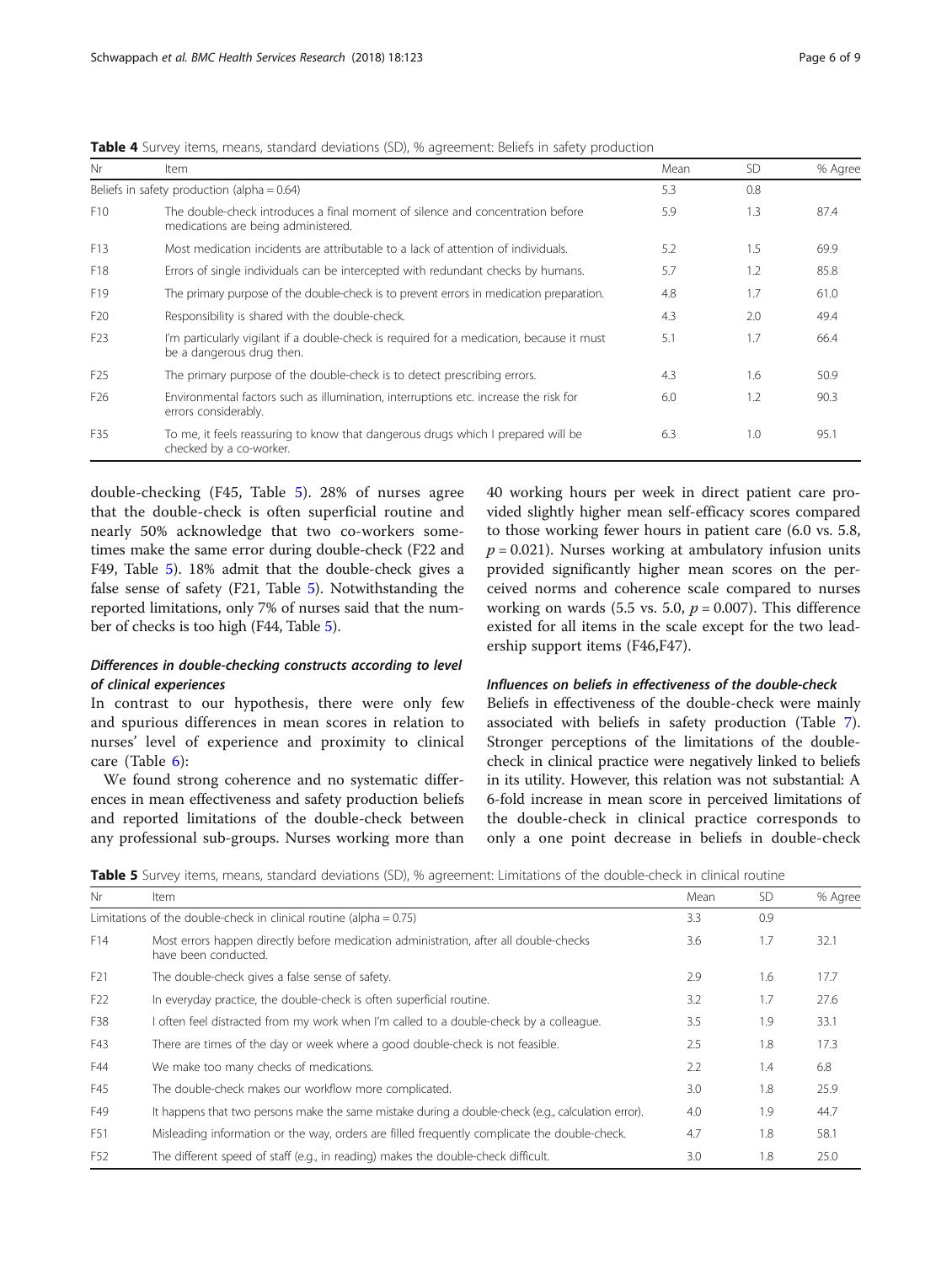**Table 4** Survey items, means, standard deviations (SD), % agreement: Beliefs in safety production

| Nr | Item | Mean | SD | % Agree |
|---|---|---|---|---|
| Beliefs in safety production (alpha = 0.64) | | 5.3 | 0.8 | |
| F10 | The double-check introduces a final moment of silence and concentration before medications are being administered. | 5.9 | 1.3 | 87.4 |
| F13 | Most medication incidents are attributable to a lack of attention of individuals. | 5.2 | 1.5 | 69.9 |
| F18 | Errors of single individuals can be intercepted with redundant checks by humans. | 5.7 | 1.2 | 85.8 |
| F19 | The primary purpose of the double-check is to prevent errors in medication preparation. | 4.8 | 1.7 | 61.0 |
| F20 | Responsibility is shared with the double-check. | 4.3 | 2.0 | 49.4 |
| F23 | I'm particularly vigilant if a double-check is required for a medication, because it must be a dangerous drug then. | 5.1 | 1.7 | 66.4 |
| F25 | The primary purpose of the double-check is to detect prescribing errors. | 4.3 | 1.6 | 50.9 |
| F26 | Environmental factors such as illumination, interruptions etc. increase the risk for errors considerably. | 6.0 | 1.2 | 90.3 |
| F35 | To me, it feels reassuring to know that dangerous drugs which I prepared will be checked by a co-worker. | 6.3 | 1.0 | 95.1 |

double-checking (F45, Table 5). 28% of nurses agree that the double-check is often superficial routine and nearly 50% acknowledge that two co-workers sometimes make the same error during double-check (F22 and F49, Table 5). 18% admit that the double-check gives a false sense of safety (F21, Table 5). Notwithstanding the reported limitations, only 7% of nurses said that the number of checks is too high (F44, Table 5).

### *Differences in double-checking constructs according to level of clinical experiences*

In contrast to our hypothesis, there were only few and spurious differences in mean scores in relation to nurses' level of experience and proximity to clinical care (Table 6):

We found strong coherence and no systematic differences in mean effectiveness and safety production beliefs and reported limitations of the double-check between any professional sub-groups. Nurses working more than 40 working hours per week in direct patient care provided slightly higher mean self-efficacy scores compared to those working fewer hours in patient care (6.0 vs. 5.8, $p = 0.021$). Nurses working at ambulatory infusion units provided significantly higher mean scores on the perceived norms and coherence scale compared to nurses working on wards (5.5 vs. 5.0, $p = 0.007$). This difference existed for all items in the scale except for the two leadership support items (F46,F47).

### *Influences on beliefs in effectiveness of the double-check*

Beliefs in effectiveness of the double-check were mainly associated with beliefs in safety production (Table 7). Stronger perceptions of the limitations of the double-check in clinical practice were negatively linked to beliefs in its utility. However, this relation was not substantial: A 6-fold increase in mean score in perceived limitations of the double-check in clinical practice corresponds to only a one point decrease in beliefs in double-check

**Table 5** Survey items, means, standard deviations (SD), % agreement: Limitations of the double-check in clinical routine

| Nr | Item | Mean | SD | % Agree |
|---|---|---|---|---|
| Limitations of the double-check in clinical routine (alpha = 0.75) | | 3.3 | 0.9 | |
| F14 | Most errors happen directly before medication administration, after all double-checks have been conducted. | 3.6 | 1.7 | 32.1 |
| F21 | The double-check gives a false sense of safety. | 2.9 | 1.6 | 17.7 |
| F22 | In everyday practice, the double-check is often superficial routine. | 3.2 | 1.7 | 27.6 |
| F38 | I often feel distracted from my work when I'm called to a double-check by a colleague. | 3.5 | 1.9 | 33.1 |
| F43 | There are times of the day or week where a good double-check is not feasible. | 2.5 | 1.8 | 17.3 |
| F44 | We make too many checks of medications. | 2.2 | 1.4 | 6.8 |
| F45 | The double-check makes our workflow more complicated. | 3.0 | 1.8 | 25.9 |
| F49 | It happens that two persons make the same mistake during a double-check (e.g., calculation error). | 4.0 | 1.9 | 44.7 |
| F51 | Misleading information or the way, orders are filled frequently complicate the double-check. | 4.7 | 1.8 | 58.1 |
| F52 | The different speed of staff (e.g., in reading) makes the double-check difficult. | 3.0 | 1.8 | 25.0 |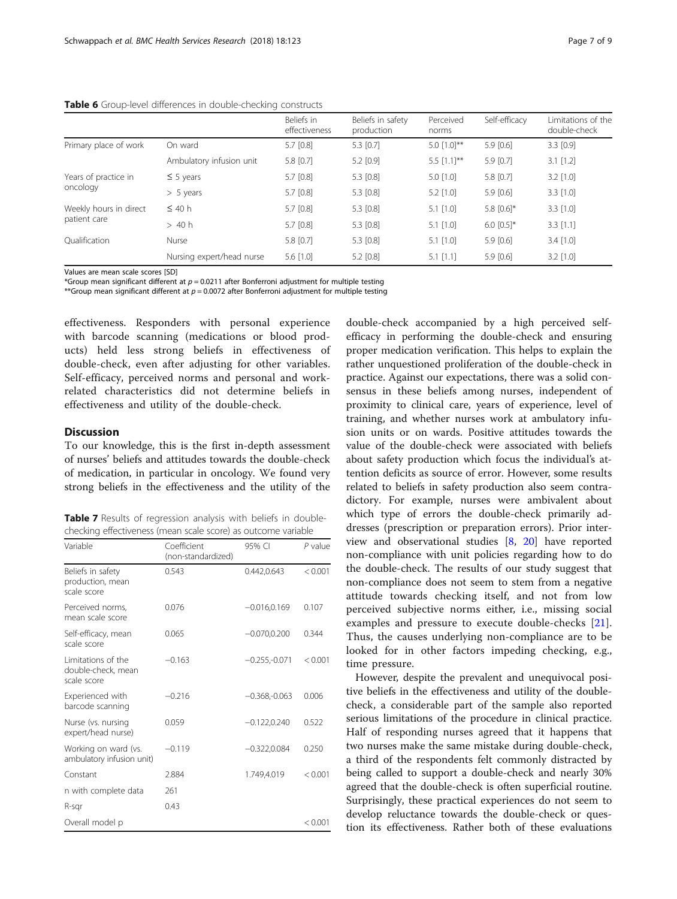**Table 6** Group-level differences in double-checking constructs

| | | Beliefs in effectiveness | Beliefs in safety production | Perceived norms | Self-efficacy | Limitations of the double-check |
|---|---|---|---|---|---|---|
| Primary place of work | On ward | 5.7 [0.8] | 5.3 [0.7] | 5.0 [1.0]** | 5.9 [0.6] | 3.3 [0.9] |
| | Ambulatory infusion unit | 5.8 [0.7] | 5.2 [0.9] | 5.5 [1.1]** | 5.9 [0.7] | 3.1 [1.2] |
| Years of practice in oncology | ≤ 5 years | 5.7 [0.8] | 5.3 [0.8] | 5.0 [1.0] | 5.8 [0.7] | 3.2 [1.0] |
| | > 5 years | 5.7 [0.8] | 5.3 [0.8] | 5.2 [1.0] | 5.9 [0.6] | 3.3 [1.0] |
| Weekly hours in direct patient care | ≤ 40 h | 5.7 [0.8] | 5.3 [0.8] | 5.1 [1.0] | 5.8 [0.6]* | 3.3 [1.0] |
| | > 40 h | 5.7 [0.8] | 5.3 [0.8] | 5.1 [1.0] | 6.0 [0.5]* | 3.3 [1.1] |
| Qualification | Nurse | 5.8 [0.7] | 5.3 [0.8] | 5.1 [1.0] | 5.9 [0.6] | 3.4 [1.0] |
| | Nursing expert/head nurse | 5.6 [1.0] | 5.2 [0.8] | 5.1 [1.1] | 5.9 [0.6] | 3.2 [1.0] |

Values are mean scale scores [SD]

*Group mean significant different at $p = 0.0211$ after Bonferroni adjustment for multiple testing

**Group mean significant different at $p = 0.0072$ after Bonferroni adjustment for multiple testing

effectiveness. Responders with personal experience with barcode scanning (medications or blood products) held less strong beliefs in effectiveness of double-check, even after adjusting for other variables. Self-efficacy, perceived norms and personal and work-related characteristics did not determine beliefs in effectiveness and utility of the double-check.

## Discussion

To our knowledge, this is the first in-depth assessment of nurses' beliefs and attitudes towards the double-check of medication, in particular in oncology. We found very strong beliefs in the effectiveness and the utility of the double-check accompanied by a high perceived self-efficacy in performing the double-check and ensuring proper medication verification. This helps to explain the rather unquestioned proliferation of the double-check in practice. Against our expectations, there was a solid consensus in these beliefs among nurses, independent of proximity to clinical care, years of experience, level of training, and whether nurses work at ambulatory infusion units or on wards. Positive attitudes towards the value of the double-check were associated with beliefs about safety production which focus the individual's attention deficits as source of error. However, some results related to beliefs in safety production also seem contradictory. For example, nurses were ambivalent about which type of errors the double-check primarily addresses (prescription or preparation errors). Prior interview and observational studies [8, 20] have reported non-compliance with unit policies regarding how to do the double-check. The results of our study suggest that non-compliance does not seem to stem from a negative attitude towards checking itself, and not from low perceived subjective norms either, i.e., missing social examples and pressure to execute double-checks [21]. Thus, the causes underlying non-compliance are to be looked for in other factors impeding checking, e.g., time pressure.

**Table 7** Results of regression analysis with beliefs in double-checking effectiveness (mean scale score) as outcome variable

| Variable | Coefficient (non-standardized) | 95% CI | P value |
|---|---|---|---|
| Beliefs in safety production, mean scale score | 0.543 | 0.442,0.643 | < 0.001 |
| Perceived norms, mean scale score | 0.076 | −0.016,0.169 | 0.107 |
| Self-efficacy, mean scale score | 0.065 | −0.070,0.200 | 0.344 |
| Limitations of the double-check, mean scale score | −0.163 | −0.255,-0.071 | < 0.001 |
| Experienced with barcode scanning | −0.216 | −0.368,-0.063 | 0.006 |
| Nurse (vs. nursing expert/head nurse) | 0.059 | −0.122,0.240 | 0.522 |
| Working on ward (vs. ambulatory infusion unit) | −0.119 | −0.322,0.084 | 0.250 |
| Constant | 2.884 | 1.749,4.019 | < 0.001 |
| n with complete data | 261 | | |
| R-sqr | 0.43 | | |
| Overall model p | | | < 0.001 |

However, despite the prevalent and unequivocal positive beliefs in the effectiveness and utility of the double-check, a considerable part of the sample also reported serious limitations of the procedure in clinical practice. Half of responding nurses agreed that it happens that two nurses make the same mistake during double-check, a third of the respondents felt commonly distracted by being called to support a double-check and nearly 30% agreed that the double-check is often superficial routine. Surprisingly, these practical experiences do not seem to develop reluctance towards the double-check or question its effectiveness. Rather both of these evaluations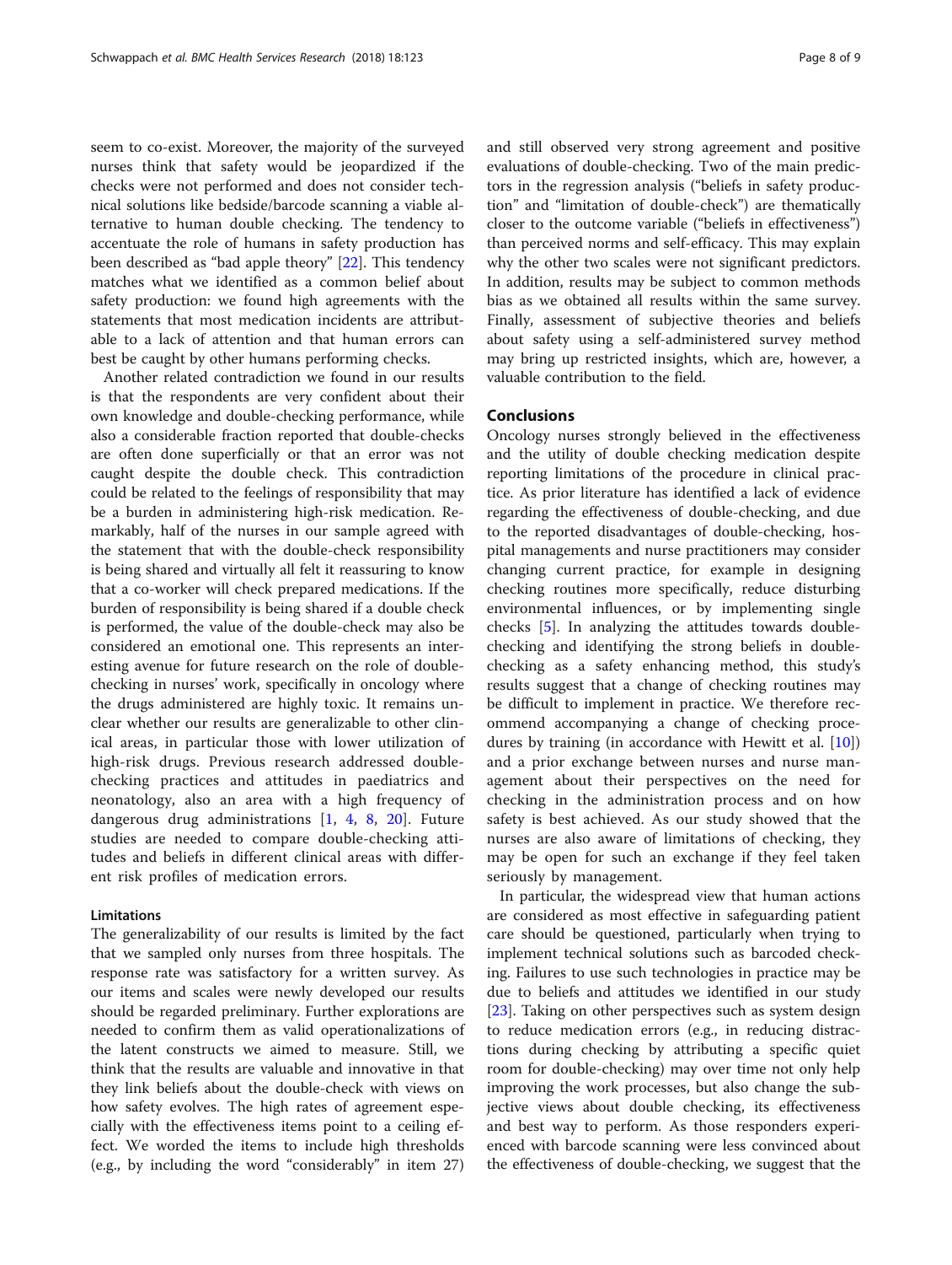seem to co-exist. Moreover, the majority of the surveyed nurses think that safety would be jeopardized if the checks were not performed and does not consider technical solutions like bedside/barcode scanning a viable alternative to human double checking. The tendency to accentuate the role of humans in safety production has been described as "bad apple theory" [22]. This tendency matches what we identified as a common belief about safety production: we found high agreements with the statements that most medication incidents are attributable to a lack of attention and that human errors can best be caught by other humans performing checks.

Another related contradiction we found in our results is that the respondents are very confident about their own knowledge and double-checking performance, while also a considerable fraction reported that double-checks are often done superficially or that an error was not caught despite the double check. This contradiction could be related to the feelings of responsibility that may be a burden in administering high-risk medication. Remarkably, half of the nurses in our sample agreed with the statement that with the double-check responsibility is being shared and virtually all felt it reassuring to know that a co-worker will check prepared medications. If the burden of responsibility is being shared if a double check is performed, the value of the double-check may also be considered an emotional one. This represents an interesting avenue for future research on the role of double-checking in nurses' work, specifically in oncology where the drugs administered are highly toxic. It remains unclear whether our results are generalizable to other clinical areas, in particular those with lower utilization of high-risk drugs. Previous research addressed double-checking practices and attitudes in paediatrics and neonatology, also an area with a high frequency of dangerous drug administrations [1, 4, 8, 20]. Future studies are needed to compare double-checking attitudes and beliefs in different clinical areas with different risk profiles of medication errors.

### Limitations

The generalizability of our results is limited by the fact that we sampled only nurses from three hospitals. The response rate was satisfactory for a written survey. As our items and scales were newly developed our results should be regarded preliminary. Further explorations are needed to confirm them as valid operationalizations of the latent constructs we aimed to measure. Still, we think that the results are valuable and innovative in that they link beliefs about the double-check with views on how safety evolves. The high rates of agreement especially with the effectiveness items point to a ceiling effect. We worded the items to include high thresholds (e.g., by including the word "considerably" in item 27) and still observed very strong agreement and positive evaluations of double-checking. Two of the main predictors in the regression analysis ("beliefs in safety production" and "limitation of double-check") are thematically closer to the outcome variable ("beliefs in effectiveness") than perceived norms and self-efficacy. This may explain why the other two scales were not significant predictors. In addition, results may be subject to common methods bias as we obtained all results within the same survey. Finally, assessment of subjective theories and beliefs about safety using a self-administered survey method may bring up restricted insights, which are, however, a valuable contribution to the field.

## Conclusions

Oncology nurses strongly believed in the effectiveness and the utility of double checking medication despite reporting limitations of the procedure in clinical practice. As prior literature has identified a lack of evidence regarding the effectiveness of double-checking, and due to the reported disadvantages of double-checking, hospital managements and nurse practitioners may consider changing current practice, for example in designing checking routines more specifically, reduce disturbing environmental influences, or by implementing single checks [5]. In analyzing the attitudes towards double-checking and identifying the strong beliefs in double-checking as a safety enhancing method, this study's results suggest that a change of checking routines may be difficult to implement in practice. We therefore recommend accompanying a change of checking procedures by training (in accordance with Hewitt et al. [10]) and a prior exchange between nurses and nurse management about their perspectives on the need for checking in the administration process and on how safety is best achieved. As our study showed that the nurses are also aware of limitations of checking, they may be open for such an exchange if they feel taken seriously by management.

In particular, the widespread view that human actions are considered as most effective in safeguarding patient care should be questioned, particularly when trying to implement technical solutions such as barcoded checking. Failures to use such technologies in practice may be due to beliefs and attitudes we identified in our study [23]. Taking on other perspectives such as system design to reduce medication errors (e.g., in reducing distractions during checking by attributing a specific quiet room for double-checking) may over time not only help improving the work processes, but also change the subjective views about double checking, its effectiveness and best way to perform. As those responders experienced with barcode scanning were less convinced about the effectiveness of double-checking, we suggest that the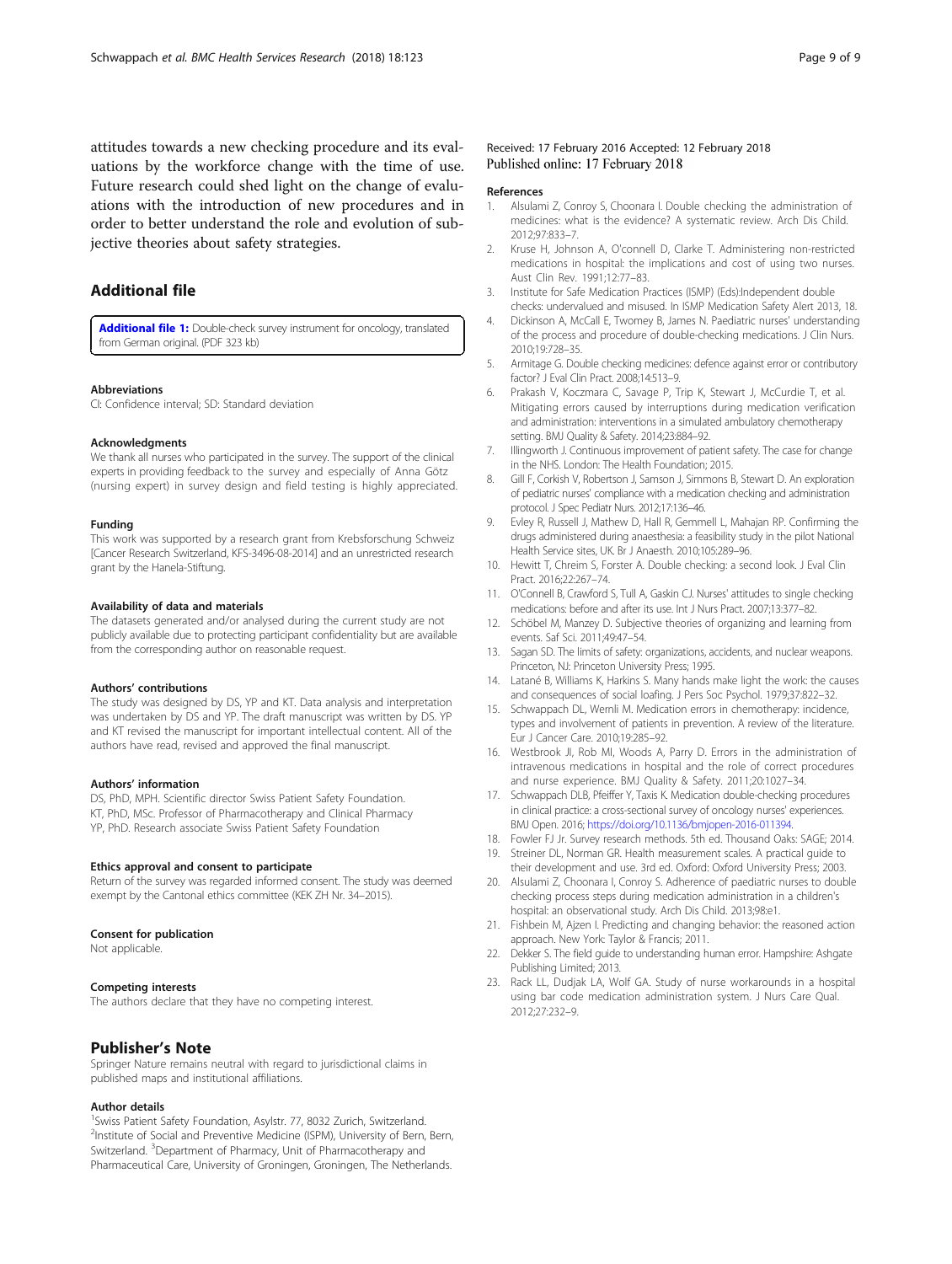attitudes towards a new checking procedure and its evaluations by the workforce change with the time of use. Future research could shed light on the change of evaluations with the introduction of new procedures and in order to better understand the role and evolution of subjective theories about safety strategies.

## Additional file

**Additional file 1:** Double-check survey instrument for oncology, translated from German original. (PDF 323 kb)

#### Abbreviations

CI: Confidence interval; SD: Standard deviation

#### Acknowledgments

We thank all nurses who participated in the survey. The support of the clinical experts in providing feedback to the survey and especially of Anna Götz (nursing expert) in survey design and field testing is highly appreciated.

#### Funding

This work was supported by a research grant from Krebsforschung Schweiz [Cancer Research Switzerland, KFS-3496-08-2014] and an unrestricted research grant by the Hanela-Stiftung.

#### Availability of data and materials

The datasets generated and/or analysed during the current study are not publicly available due to protecting participant confidentiality but are available from the corresponding author on reasonable request.

#### Authors' contributions

The study was designed by DS, YP and KT. Data analysis and interpretation was undertaken by DS and YP. The draft manuscript was written by DS. YP and KT revised the manuscript for important intellectual content. All of the authors have read, revised and approved the final manuscript.

#### Authors' information

DS, PhD, MPH. Scientific director Swiss Patient Safety Foundation.
KT, PhD, MSc. Professor of Pharmacotherapy and Clinical Pharmacy
YP, PhD. Research associate Swiss Patient Safety Foundation

#### Ethics approval and consent to participate

Return of the survey was regarded informed consent. The study was deemed exempt by the Cantonal ethics committee (KEK ZH Nr. 34–2015).

#### Consent for publication

Not applicable.

#### Competing interests

The authors declare that they have no competing interest.

## Publisher's Note

Springer Nature remains neutral with regard to jurisdictional claims in published maps and institutional affiliations.

#### Author details

[1]Swiss Patient Safety Foundation, Asylstr. 77, 8032 Zurich, Switzerland. [2]Institute of Social and Preventive Medicine (ISPM), University of Bern, Bern, Switzerland. [3]Department of Pharmacy, Unit of Pharmacotherapy and Pharmaceutical Care, University of Groningen, Groningen, The Netherlands.

Received: 17 February 2016 Accepted: 12 February 2018
Published online: 17 February 2018

#### References

1. Alsulami Z, Conroy S, Choonara I. Double checking the administration of medicines: what is the evidence? A systematic review. Arch Dis Child. 2012;97:833–7.
2. Kruse H, Johnson A, O'connell D, Clarke T. Administering non-restricted medications in hospital: the implications and cost of using two nurses. Aust Clin Rev. 1991;12:77–83.
3. Institute for Safe Medication Practices (ISMP) (Eds):Independent double checks: undervalued and misused. In ISMP Medication Safety Alert 2013, 18.
4. Dickinson A, McCall E, Twomey B, James N. Paediatric nurses' understanding of the process and procedure of double-checking medications. J Clin Nurs. 2010;19:728–35.
5. Armitage G. Double checking medicines: defence against error or contributory factor? J Eval Clin Pract. 2008;14:513–9.
6. Prakash V, Koczmara C, Savage P, Trip K, Stewart J, McCurdie T, et al. Mitigating errors caused by interruptions during medication verification and administration: interventions in a simulated ambulatory chemotherapy setting. BMJ Quality & Safety. 2014;23:884–92.
7. Illingworth J. Continuous improvement of patient safety. The case for change in the NHS. London: The Health Foundation; 2015.
8. Gill F, Corkish V, Robertson J, Samson J, Simmons B, Stewart D. An exploration of pediatric nurses' compliance with a medication checking and administration protocol. J Spec Pediatr Nurs. 2012;17:136–46.
9. Evley R, Russell J, Mathew D, Hall R, Gemmell L, Mahajan RP. Confirming the drugs administered during anaesthesia: a feasibility study in the pilot National Health Service sites, UK. Br J Anaesth. 2010;105:289–96.
10. Hewitt T, Chreim S, Forster A. Double checking: a second look. J Eval Clin Pract. 2016;22:267–74.
11. O'Connell B, Crawford S, Tull A, Gaskin CJ. Nurses' attitudes to single checking medications: before and after its use. Int J Nurs Pract. 2007;13:377–82.
12. Schöbel M, Manzey D. Subjective theories of organizing and learning from events. Saf Sci. 2011;49:47–54.
13. Sagan SD. The limits of safety: organizations, accidents, and nuclear weapons. Princeton, NJ: Princeton University Press; 1995.
14. Latané B, Williams K, Harkins S. Many hands make light the work: the causes and consequences of social loafing. J Pers Soc Psychol. 1979;37:822–32.
15. Schwappach DL, Wernli M. Medication errors in chemotherapy: incidence, types and involvement of patients in prevention. A review of the literature. Eur J Cancer Care. 2010;19:285–92.
16. Westbrook JI, Rob MI, Woods A, Parry D. Errors in the administration of intravenous medications in hospital and the role of correct procedures and nurse experience. BMJ Quality & Safety. 2011;20:1027–34.
17. Schwappach DLB, Pfeiffer Y, Taxis K. Medication double-checking procedures in clinical practice: a cross-sectional survey of oncology nurses' experiences. BMJ Open. 2016; https://doi.org/10.1136/bmjopen-2016-011394.
18. Fowler FJ Jr. Survey research methods. 5th ed. Thousand Oaks: SAGE; 2014.
19. Streiner DL, Norman GR. Health measurement scales. A practical guide to their development and use. 3rd ed. Oxford: Oxford University Press; 2003.
20. Alsulami Z, Choonara I, Conroy S. Adherence of paediatric nurses to double checking process steps during medication administration in a children's hospital: an observational study. Arch Dis Child. 2013;98:e1.
21. Fishbein M, Ajzen I. Predicting and changing behavior: the reasoned action approach. New York: Taylor & Francis; 2011.
22. Dekker S. The field guide to understanding human error. Hampshire: Ashgate Publishing Limited; 2013.
23. Rack LL, Dudjak LA, Wolf GA. Study of nurse workarounds in a hospital using bar code medication administration system. J Nurs Care Qual. 2012;27:232–9.